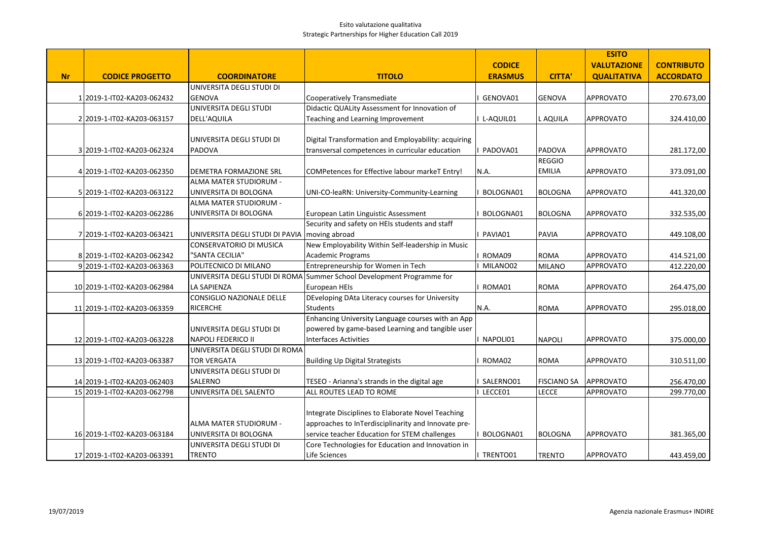Esito valutazione qualitativa
Strategic Partnerships for Higher Education Call 2019

| Nr | CODICE PROGETTO | COORDINATORE | TITOLO | CODICE ERASMUS | CITTA' | ESITO VALUTAZIONE QUALITATIVA | CONTRIBUTO ACCORDATO |
|---|---|---|---|---|---|---|---|
| 1 | 2019-1-IT02-KA203-062432 | UNIVERSITA DEGLI STUDI DI GENOVA | Cooperatively Transmediate | I GENOVA01 | GENOVA | APPROVATO | 270.673,00 |
| 2 | 2019-1-IT02-KA203-063157 | UNIVERSITA DEGLI STUDI DELL'AQUILA | Didactic QUALity Assessment for Innovation of Teaching and Learning Improvement | I L-AQUIL01 | L AQUILA | APPROVATO | 324.410,00 |
| 3 | 2019-1-IT02-KA203-062324 | UNIVERSITA DEGLI STUDI DI PADOVA | Digital Transformation and Employability: acquiring transversal competences in curricular education | I PADOVA01 | PADOVA | APPROVATO | 281.172,00 |
| 4 | 2019-1-IT02-KA203-062350 | DEMETRA FORMAZIONE SRL | COMPetences for Effective labour markeT Entry! | N.A. | REGGIO EMILIA | APPROVATO | 373.091,00 |
| 5 | 2019-1-IT02-KA203-063122 | ALMA MATER STUDIORUM - UNIVERSITA DI BOLOGNA | UNI-CO-leaRN: University-Community-Learning | I BOLOGNA01 | BOLOGNA | APPROVATO | 441.320,00 |
| 6 | 2019-1-IT02-KA203-062286 | ALMA MATER STUDIORUM - UNIVERSITA DI BOLOGNA | European Latin Linguistic Assessment | I BOLOGNA01 | BOLOGNA | APPROVATO | 332.535,00 |
| 7 | 2019-1-IT02-KA203-063421 | UNIVERSITA DEGLI STUDI DI PAVIA | Security and safety on HEIs students and staff moving abroad | I PAVIA01 | PAVIA | APPROVATO | 449.108,00 |
| 8 | 2019-1-IT02-KA203-062342 | CONSERVATORIO DI MUSICA "SANTA CECILIA" | New Employability Within Self-leadership in Music Academic Programs | I ROMA09 | ROMA | APPROVATO | 414.521,00 |
| 9 | 2019-1-IT02-KA203-063363 | POLITECNICO DI MILANO | Entrepreneurship for Women in Tech | I MILANO02 | MILANO | APPROVATO | 412.220,00 |
| 10 | 2019-1-IT02-KA203-062984 | UNIVERSITA DEGLI STUDI DI ROMA LA SAPIENZA | Summer School Development Programme for European HEIs | I ROMA01 | ROMA | APPROVATO | 264.475,00 |
| 11 | 2019-1-IT02-KA203-063359 | CONSIGLIO NAZIONALE DELLE RICERCHE | DEveloping DAta Literacy courses for University Students | N.A. | ROMA | APPROVATO | 295.018,00 |
| 12 | 2019-1-IT02-KA203-063228 | UNIVERSITA DEGLI STUDI DI NAPOLI FEDERICO II | Enhancing University Language courses with an App powered by game-based Learning and tangible user Interfaces Activities | I NAPOLI01 | NAPOLI | APPROVATO | 375.000,00 |
| 13 | 2019-1-IT02-KA203-063387 | UNIVERSITA DEGLI STUDI DI ROMA TOR VERGATA | Building Up Digital Strategists | I ROMA02 | ROMA | APPROVATO | 310.511,00 |
| 14 | 2019-1-IT02-KA203-062403 | UNIVERSITA DEGLI STUDI DI SALERNO | TESEO - Arianna's strands in the digital age | I SALERNO01 | FISCIANO SA | APPROVATO | 256.470,00 |
| 15 | 2019-1-IT02-KA203-062798 | UNIVERSITA DEL SALENTO | ALL ROUTES LEAD TO ROME | I LECCE01 | LECCE | APPROVATO | 299.770,00 |
| 16 | 2019-1-IT02-KA203-063184 | ALMA MATER STUDIORUM - UNIVERSITA DI BOLOGNA | Integrate Disciplines to Elaborate Novel Teaching approaches to InTerdisciplinarity and Innovate pre-service teacher Education for STEM challenges | I BOLOGNA01 | BOLOGNA | APPROVATO | 381.365,00 |
| 17 | 2019-1-IT02-KA203-063391 | UNIVERSITA DEGLI STUDI DI TRENTO | Core Technologies for Education and Innovation in Life Sciences | I TRENTO01 | TRENTO | APPROVATO | 443.459,00 |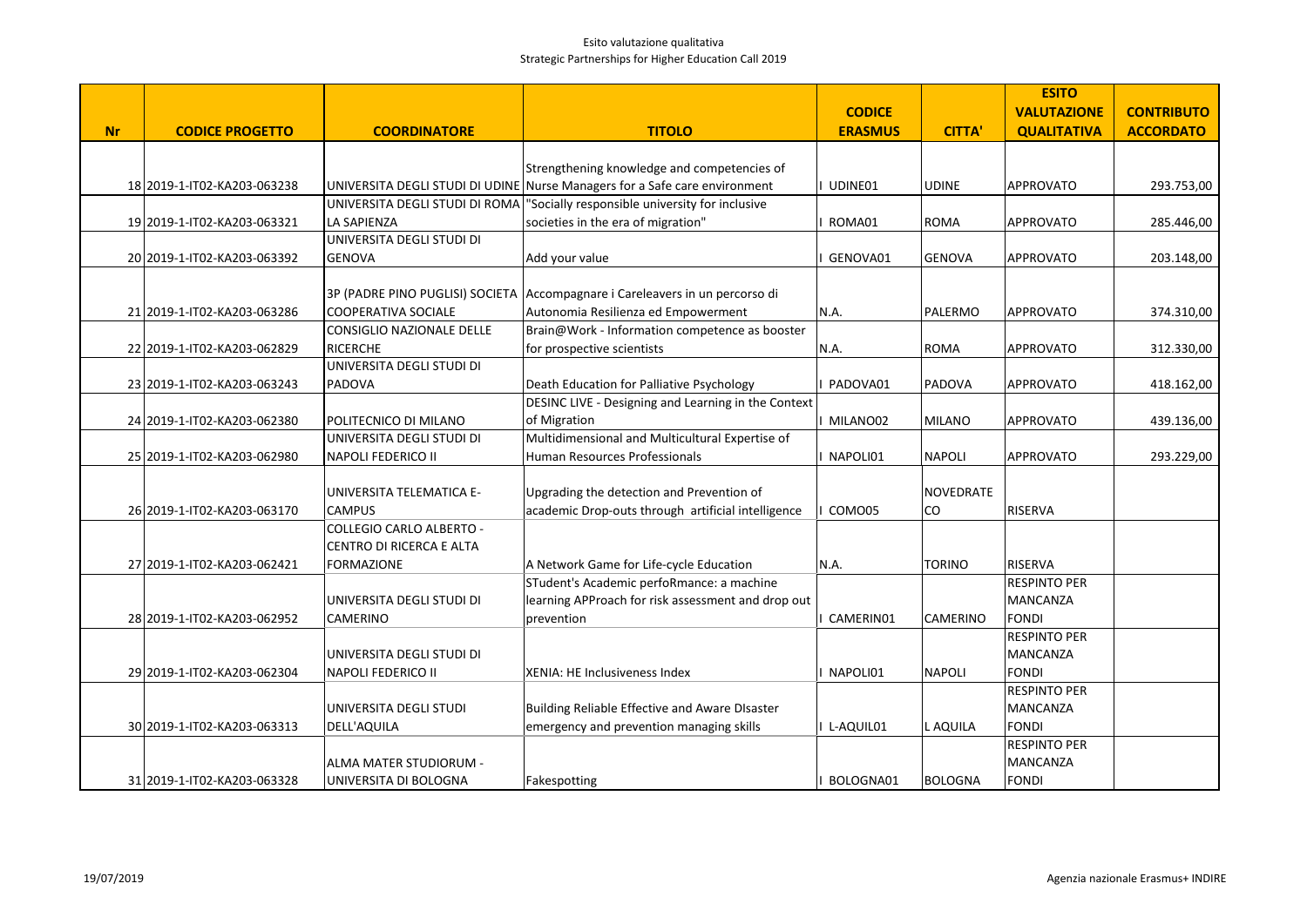Esito valutazione qualitativa
Strategic Partnerships for Higher Education Call 2019

| Nr | CODICE PROGETTO | COORDINATORE | TITOLO | CODICE ERASMUS | CITTA' | ESITO VALUTAZIONE QUALITATIVA | CONTRIBUTO ACCORDATO |
|---|---|---|---|---|---|---|---|
| 18 | 2019-1-IT02-KA203-063238 | UNIVERSITA DEGLI STUDI DI UDINE | Strengthening knowledge and competencies of Nurse Managers for a Safe care environment | I UDINE01 | UDINE | APPROVATO | 293.753,00 |
| 19 | 2019-1-IT02-KA203-063321 | UNIVERSITA DEGLI STUDI DI ROMA LA SAPIENZA | "Socially responsible university for inclusive societies in the era of migration" | I ROMA01 | ROMA | APPROVATO | 285.446,00 |
| 20 | 2019-1-IT02-KA203-063392 | UNIVERSITA DEGLI STUDI DI GENOVA | Add your value | I GENOVA01 | GENOVA | APPROVATO | 203.148,00 |
| 21 | 2019-1-IT02-KA203-063286 | 3P (PADRE PINO PUGLISI) SOCIETA COOPERATIVA SOCIALE | Accompagnare i Careleavers in un percorso di Autonomia Resilienza ed Empowerment | N.A. | PALERMO | APPROVATO | 374.310,00 |
| 22 | 2019-1-IT02-KA203-062829 | CONSIGLIO NAZIONALE DELLE RICERCHE | Brain@Work - Information competence as booster for prospective scientists | N.A. | ROMA | APPROVATO | 312.330,00 |
| 23 | 2019-1-IT02-KA203-063243 | UNIVERSITA DEGLI STUDI DI PADOVA | Death Education for Palliative Psychology | I PADOVA01 | PADOVA | APPROVATO | 418.162,00 |
| 24 | 2019-1-IT02-KA203-062380 | POLITECNICO DI MILANO | DESINC LIVE - Designing and Learning in the Context of Migration | I MILANO02 | MILANO | APPROVATO | 439.136,00 |
| 25 | 2019-1-IT02-KA203-062980 | UNIVERSITA DEGLI STUDI DI NAPOLI FEDERICO II | Multidimensional and Multicultural Expertise of Human Resources Professionals | I NAPOLI01 | NAPOLI | APPROVATO | 293.229,00 |
| 26 | 2019-1-IT02-KA203-063170 | UNIVERSITA TELEMATICA E-CAMPUS | Upgrading the detection and Prevention of academic Drop-outs through artificial intelligence | I COMO05 | NOVEDRATE CO | RISERVA | |
| 27 | 2019-1-IT02-KA203-062421 | COLLEGIO CARLO ALBERTO - CENTRO DI RICERCA E ALTA FORMAZIONE | A Network Game for Life-cycle Education | N.A. | TORINO | RISERVA | |
| 28 | 2019-1-IT02-KA203-062952 | UNIVERSITA DEGLI STUDI DI CAMERINO | STudent's Academic perfoRmance: a machine learning APProach for risk assessment and drop out prevention | I CAMERIN01 | CAMERINO | RESPINTO PER MANCANZA FONDI | |
| 29 | 2019-1-IT02-KA203-062304 | UNIVERSITA DEGLI STUDI DI NAPOLI FEDERICO II | XENIA: HE Inclusiveness Index | I NAPOLI01 | NAPOLI | RESPINTO PER MANCANZA FONDI | |
| 30 | 2019-1-IT02-KA203-063313 | UNIVERSITA DEGLI STUDI DELL'AQUILA | Building Reliable Effective and Aware DIsaster emergency and prevention managing skills | I L-AQUIL01 | L AQUILA | RESPINTO PER MANCANZA FONDI | |
| 31 | 2019-1-IT02-KA203-063328 | ALMA MATER STUDIORUM - UNIVERSITA DI BOLOGNA | Fakespotting | I BOLOGNA01 | BOLOGNA | RESPINTO PER MANCANZA FONDI | |

19/07/2019 Agenzia nazionale Erasmus+ INDIRE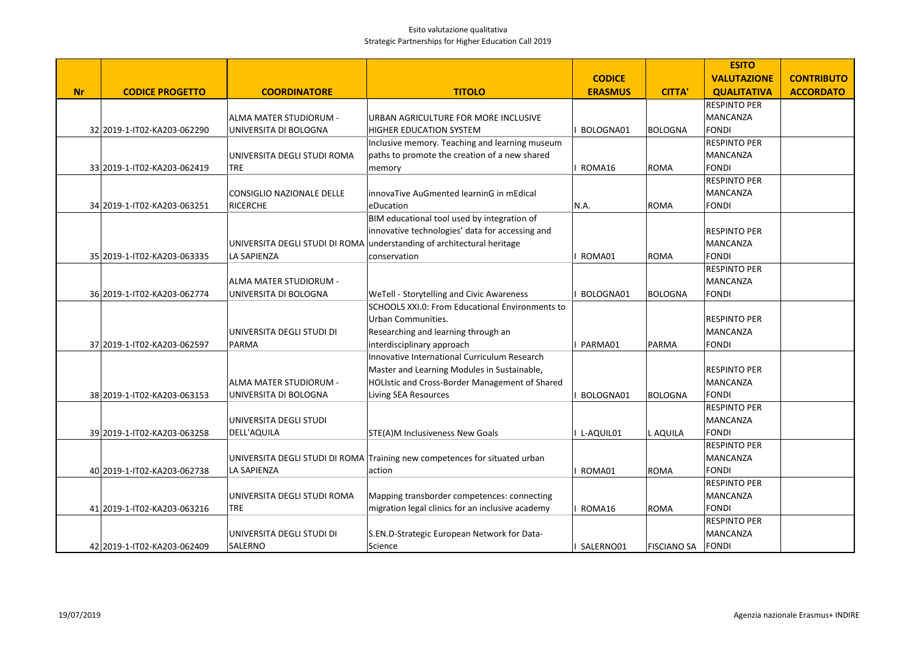Esito valutazione qualitativa
Strategic Partnerships for Higher Education Call 2019

| Nr | CODICE PROGETTO | COORDINATORE | TITOLO | CODICE ERASMUS | CITTA' | ESITO VALUTAZIONE QUALITATIVA | CONTRIBUTO ACCORDATO |
|---|---|---|---|---|---|---|---|
| 32 | 2019-1-IT02-KA203-062290 | ALMA MATER STUDIORUM - UNIVERSITA DI BOLOGNA | URBAN AGRICULTURE FOR MORE INCLUSIVE HIGHER EDUCATION SYSTEM | I BOLOGNA01 | BOLOGNA | RESPINTO PER MANCANZA FONDI | |
| 33 | 2019-1-IT02-KA203-062419 | UNIVERSITA DEGLI STUDI ROMA TRE | Inclusive memory. Teaching and learning museum paths to promote the creation of a new shared memory | I ROMA16 | ROMA | RESPINTO PER MANCANZA FONDI | |
| 34 | 2019-1-IT02-KA203-063251 | CONSIGLIO NAZIONALE DELLE RICERCHE | innovaTive AuGmented learninG in mEdical eDucation | N.A. | ROMA | RESPINTO PER MANCANZA FONDI | |
| 35 | 2019-1-IT02-KA203-063335 | UNIVERSITA DEGLI STUDI DI ROMA LA SAPIENZA | BIM educational tool used by integration of innovative technologies' data for accessing and understanding of architectural heritage conservation | I ROMA01 | ROMA | RESPINTO PER MANCANZA FONDI | |
| 36 | 2019-1-IT02-KA203-062774 | ALMA MATER STUDIORUM - UNIVERSITA DI BOLOGNA | WeTell - Storytelling and Civic Awareness | I BOLOGNA01 | BOLOGNA | RESPINTO PER MANCANZA FONDI | |
| 37 | 2019-1-IT02-KA203-062597 | UNIVERSITA DEGLI STUDI DI PARMA | SCHOOLS XXI.0: From Educational Environments to Urban Communities. Researching and learning through an interdisciplinary approach | I PARMA01 | PARMA | RESPINTO PER MANCANZA FONDI | |
| 38 | 2019-1-IT02-KA203-063153 | ALMA MATER STUDIORUM - UNIVERSITA DI BOLOGNA | Innovative International Curriculum Research Master and Learning Modules in Sustainable, HOLIstic and Cross-Border Management of Shared Living SEA Resources | I BOLOGNA01 | BOLOGNA | RESPINTO PER MANCANZA FONDI | |
| 39 | 2019-1-IT02-KA203-063258 | UNIVERSITA DEGLI STUDI DELL'AQUILA | STE(A)M Inclusiveness New Goals | I L-AQUIL01 | L AQUILA | RESPINTO PER MANCANZA FONDI | |
| 40 | 2019-1-IT02-KA203-062738 | UNIVERSITA DEGLI STUDI DI ROMA LA SAPIENZA | Training new competences for situated urban action | I ROMA01 | ROMA | RESPINTO PER MANCANZA FONDI | |
| 41 | 2019-1-IT02-KA203-063216 | UNIVERSITA DEGLI STUDI ROMA TRE | Mapping transborder competences: connecting migration legal clinics for an inclusive academy | I ROMA16 | ROMA | RESPINTO PER MANCANZA FONDI | |
| 42 | 2019-1-IT02-KA203-062409 | UNIVERSITA DEGLI STUDI DI SALERNO | S.EN.D-Strategic European Network for Data-Science | I SALERNO01 | FISCIANO SA | RESPINTO PER MANCANZA FONDI | |

19/07/2019 Agenzia nazionale Erasmus+ INDIRE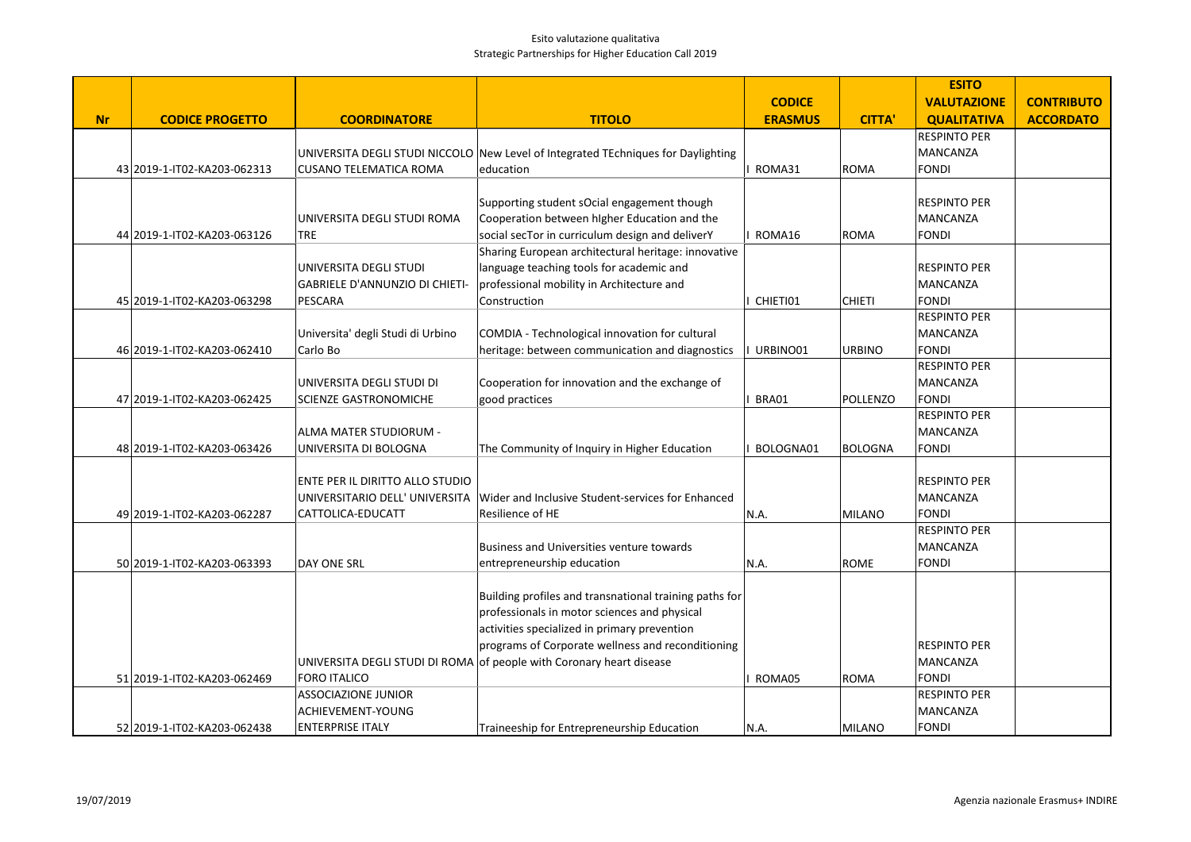Esito valutazione qualitativa
Strategic Partnerships for Higher Education Call 2019

| Nr | CODICE PROGETTO | COORDINATORE | TITOLO | CODICE ERASMUS | CITTA' | ESITO VALUTAZIONE QUALITATIVA | CONTRIBUTO ACCORDATO |
|---|---|---|---|---|---|---|---|
| 43 | 2019-1-IT02-KA203-062313 | UNIVERSITA DEGLI STUDI NICCOLO CUSANO TELEMATICA ROMA | New Level of Integrated TEchniques for Daylighting education | I ROMA31 | ROMA | RESPINTO PER MANCANZA FONDI | |
| 44 | 2019-1-IT02-KA203-063126 | UNIVERSITA DEGLI STUDI ROMA TRE | Supporting student sOcial engagement though Cooperation between hIgher Education and the social secTor in curriculum design and deliverY | I ROMA16 | ROMA | RESPINTO PER MANCANZA FONDI | |
| 45 | 2019-1-IT02-KA203-063298 | UNIVERSITA DEGLI STUDI GABRIELE D'ANNUNZIO DI CHIETI-PESCARA | Sharing European architectural heritage: innovative language teaching tools for academic and professional mobility in Architecture and Construction | I CHIETI01 | CHIETI | RESPINTO PER MANCANZA FONDI | |
| 46 | 2019-1-IT02-KA203-062410 | Universita' degli Studi di Urbino Carlo Bo | COMDIA - Technological innovation for cultural heritage: between communication and diagnostics | I URBINO01 | URBINO | RESPINTO PER MANCANZA FONDI | |
| 47 | 2019-1-IT02-KA203-062425 | UNIVERSITA DEGLI STUDI DI SCIENZE GASTRONOMICHE | Cooperation for innovation and the exchange of good practices | I BRA01 | POLLENZO | RESPINTO PER MANCANZA FONDI | |
| 48 | 2019-1-IT02-KA203-063426 | ALMA MATER STUDIORUM - UNIVERSITA DI BOLOGNA | The Community of Inquiry in Higher Education | I BOLOGNA01 | BOLOGNA | RESPINTO PER MANCANZA FONDI | |
| 49 | 2019-1-IT02-KA203-062287 | ENTE PER IL DIRITTO ALLO STUDIO UNIVERSITARIO DELL' UNIVERSITA CATTOLICA-EDUCATT | Wider and Inclusive Student-services for Enhanced Resilience of HE | N.A. | MILANO | RESPINTO PER MANCANZA FONDI | |
| 50 | 2019-1-IT02-KA203-063393 | DAY ONE SRL | Business and Universities venture towards entrepreneurship education | N.A. | ROME | RESPINTO PER MANCANZA FONDI | |
| 51 | 2019-1-IT02-KA203-062469 | UNIVERSITA DEGLI STUDI DI ROMA FORO ITALICO | Building profiles and transnational training paths for professionals in motor sciences and physical activities specialized in primary prevention programs of Corporate wellness and reconditioning of people with Coronary heart disease | I ROMA05 | ROMA | RESPINTO PER MANCANZA FONDI | |
| 52 | 2019-1-IT02-KA203-062438 | ASSOCIAZIONE JUNIOR ACHIEVEMENT-YOUNG ENTERPRISE ITALY | Traineeship for Entrepreneurship Education | N.A. | MILANO | RESPINTO PER MANCANZA FONDI | |

19/07/2019 Agenzia nazionale Erasmus+ INDIRE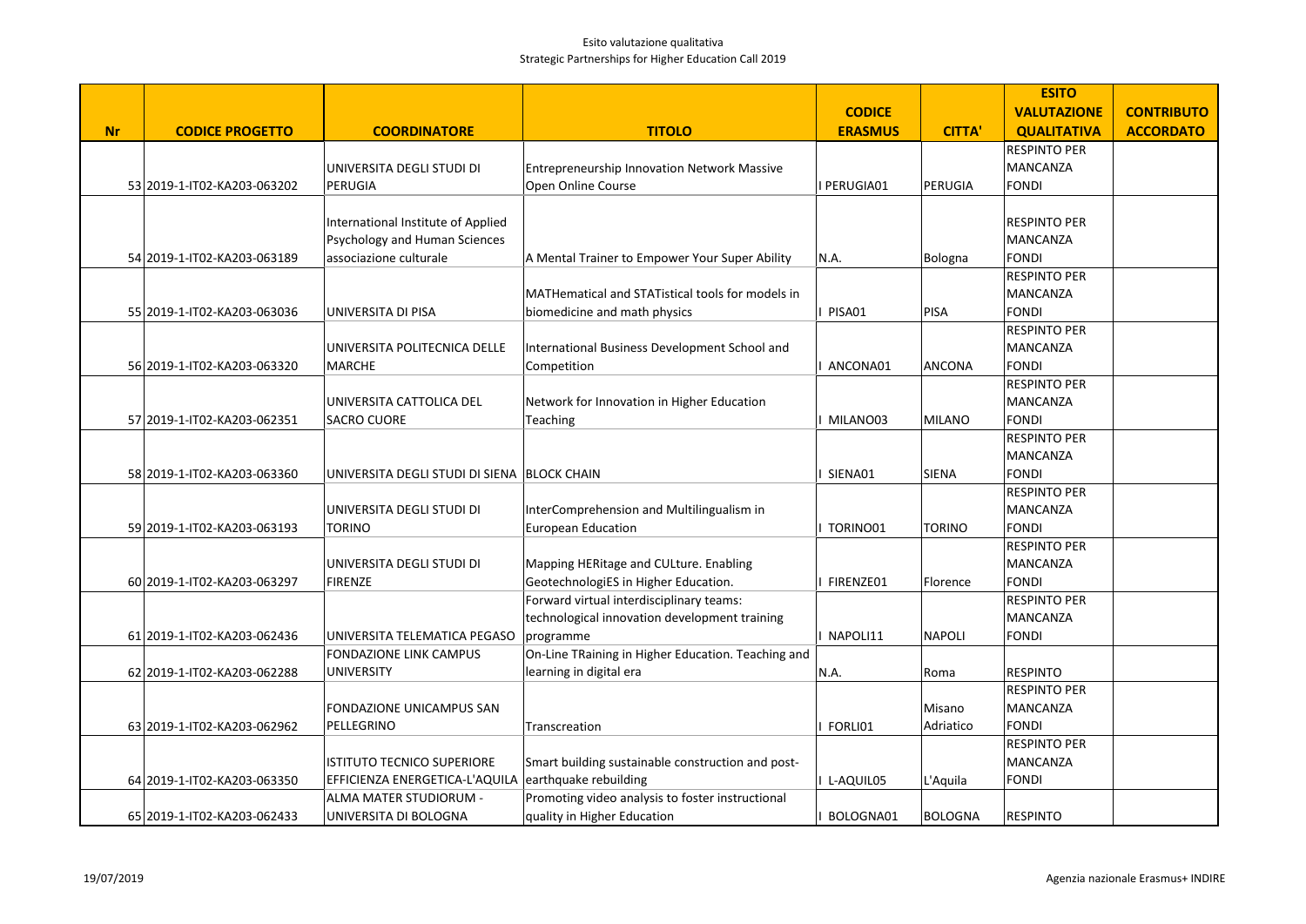Esito valutazione qualitativa
Strategic Partnerships for Higher Education Call 2019

| Nr | CODICE PROGETTO | COORDINATORE | TITOLO | CODICE ERASMUS | CITTA' | ESITO VALUTAZIONE QUALITATIVA | CONTRIBUTO ACCORDATO |
|---|---|---|---|---|---|---|---|
| 53 | 2019-1-IT02-KA203-063202 | UNIVERSITA DEGLI STUDI DI PERUGIA | Entrepreneurship Innovation Network Massive Open Online Course | I PERUGIA01 | PERUGIA | RESPINTO PER MANCANZA FONDI | |
| 54 | 2019-1-IT02-KA203-063189 | International Institute of Applied Psychology and Human Sciences associazione culturale | A Mental Trainer to Empower Your Super Ability | N.A. | Bologna | RESPINTO PER MANCANZA FONDI | |
| 55 | 2019-1-IT02-KA203-063036 | UNIVERSITA DI PISA | MATHematical and STATistical tools for models in biomedicine and math physics | I PISA01 | PISA | RESPINTO PER MANCANZA FONDI | |
| 56 | 2019-1-IT02-KA203-063320 | UNIVERSITA POLITECNICA DELLE MARCHE | International Business Development School and Competition | I ANCONA01 | ANCONA | RESPINTO PER MANCANZA FONDI | |
| 57 | 2019-1-IT02-KA203-062351 | UNIVERSITA CATTOLICA DEL SACRO CUORE | Network for Innovation in Higher Education Teaching | I MILANO03 | MILANO | RESPINTO PER MANCANZA FONDI | |
| 58 | 2019-1-IT02-KA203-063360 | UNIVERSITA DEGLI STUDI DI SIENA | BLOCK CHAIN | I SIENA01 | SIENA | RESPINTO PER MANCANZA FONDI | |
| 59 | 2019-1-IT02-KA203-063193 | UNIVERSITA DEGLI STUDI DI TORINO | InterComprehension and Multilingualism in European Education | I TORINO01 | TORINO | RESPINTO PER MANCANZA FONDI | |
| 60 | 2019-1-IT02-KA203-063297 | UNIVERSITA DEGLI STUDI DI FIRENZE | Mapping HERitage and CULture. Enabling GeotechnologiES in Higher Education. | I FIRENZE01 | Florence | RESPINTO PER MANCANZA FONDI | |
| 61 | 2019-1-IT02-KA203-062436 | UNIVERSITA TELEMATICA PEGASO | Forward virtual interdisciplinary teams: technological innovation development training programme | I NAPOLI11 | NAPOLI | RESPINTO PER MANCANZA FONDI | |
| 62 | 2019-1-IT02-KA203-062288 | FONDAZIONE LINK CAMPUS UNIVERSITY | On-Line TRaining in Higher Education. Teaching and learning in digital era | N.A. | Roma | RESPINTO | |
| 63 | 2019-1-IT02-KA203-062962 | FONDAZIONE UNICAMPUS SAN PELLEGRINO | Transcreation | I FORLI01 | Misano Adriatico | RESPINTO PER MANCANZA FONDI | |
| 64 | 2019-1-IT02-KA203-063350 | ISTITUTO TECNICO SUPERIORE EFFICIENZA ENERGETICA-L'AQUILA | Smart building sustainable construction and post-earthquake rebuilding | I L-AQUIL05 | L'Aquila | RESPINTO PER MANCANZA FONDI | |
| 65 | 2019-1-IT02-KA203-062433 | ALMA MATER STUDIORUM - UNIVERSITA DI BOLOGNA | Promoting video analysis to foster instructional quality in Higher Education | I BOLOGNA01 | BOLOGNA | RESPINTO | |

19/07/2019 Agenzia nazionale Erasmus+ INDIRE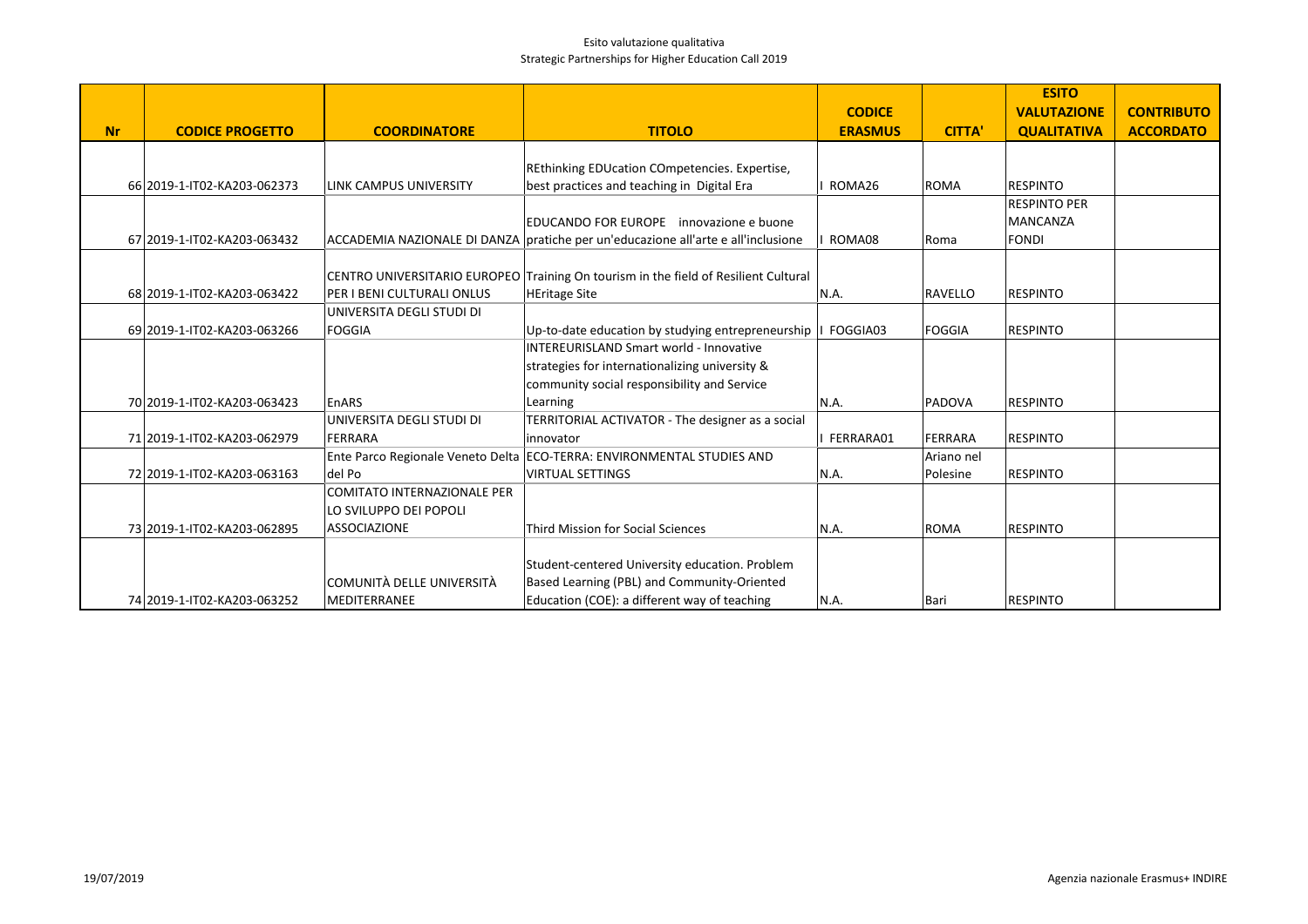Esito valutazione qualitativa
Strategic Partnerships for Higher Education Call 2019

| Nr | CODICE PROGETTO | COORDINATORE | TITOLO | CODICE ERASMUS | CITTA' | ESITO VALUTAZIONE QUALITATIVA | CONTRIBUTO ACCORDATO |
|---|---|---|---|---|---|---|---|
| 66 | 2019-1-IT02-KA203-062373 | LINK CAMPUS UNIVERSITY | REthinking EDUcation COmpetencies. Expertise, best practices and teaching in Digital Era | I ROMA26 | ROMA | RESPINTO | |
| 67 | 2019-1-IT02-KA203-063432 | ACCADEMIA NAZIONALE DI DANZA | EDUCANDO FOR EUROPE innovazione e buone pratiche per un'educazione all'arte e all'inclusione | I ROMA08 | Roma | RESPINTO PER MANCANZA FONDI | |
| 68 | 2019-1-IT02-KA203-063422 | CENTRO UNIVERSITARIO EUROPEO PER I BENI CULTURALI ONLUS | Training On tourism in the field of Resilient Cultural HEritage Site | N.A. | RAVELLO | RESPINTO | |
| 69 | 2019-1-IT02-KA203-063266 | UNIVERSITA DEGLI STUDI DI FOGGIA | Up-to-date education by studying entrepreneurship | I FOGGIA03 | FOGGIA | RESPINTO | |
| 70 | 2019-1-IT02-KA203-063423 | EnARS | INTEREURISLAND Smart world - Innovative strategies for internationalizing university & community social responsibility and Service Learning | N.A. | PADOVA | RESPINTO | |
| 71 | 2019-1-IT02-KA203-062979 | UNIVERSITA DEGLI STUDI DI FERRARA | TERRITORIAL ACTIVATOR - The designer as a social innovator | I FERRARA01 | FERRARA | RESPINTO | |
| 72 | 2019-1-IT02-KA203-063163 | Ente Parco Regionale Veneto Delta del Po | ECO-TERRA: ENVIRONMENTAL STUDIES AND VIRTUAL SETTINGS | N.A. | Ariano nel Polesine | RESPINTO | |
| 73 | 2019-1-IT02-KA203-062895 | COMITATO INTERNAZIONALE PER LO SVILUPPO DEI POPOLI ASSOCIAZIONE | Third Mission for Social Sciences | N.A. | ROMA | RESPINTO | |
| 74 | 2019-1-IT02-KA203-063252 | COMUNITÀ DELLE UNIVERSITÀ MEDITERRANEE | Student-centered University education. Problem Based Learning (PBL) and Community-Oriented Education (COE): a different way of teaching | N.A. | Bari | RESPINTO | |

19/07/2019

Agenzia nazionale Erasmus+ INDIRE